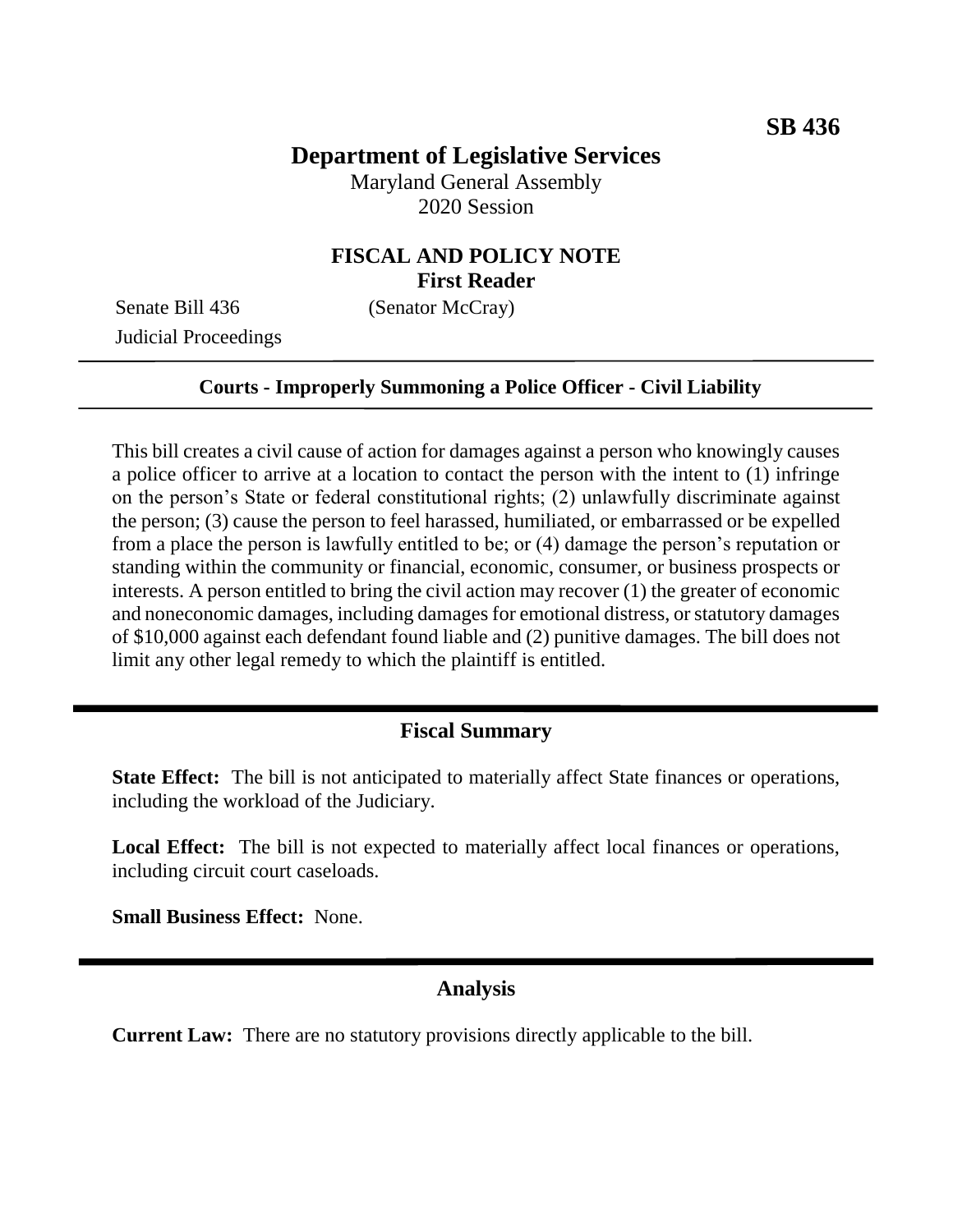**SB 436**

# Department of Legislative Services

Maryland General Assembly
2020 Session

## FISCAL AND POLICY NOTE
**First Reader**

Senate Bill 436 (Senator McCray)
Judicial Proceedings

---

**Courts - Improperly Summoning a Police Officer - Civil Liability**

---

This bill creates a civil cause of action for damages against a person who knowingly causes a police officer to arrive at a location to contact the person with the intent to (1) infringe on the person's State or federal constitutional rights; (2) unlawfully discriminate against the person; (3) cause the person to feel harassed, humiliated, or embarrassed or be expelled from a place the person is lawfully entitled to be; or (4) damage the person's reputation or standing within the community or financial, economic, consumer, or business prospects or interests. A person entitled to bring the civil action may recover (1) the greater of economic and noneconomic damages, including damages for emotional distress, or statutory damages of $10,000 against each defendant found liable and (2) punitive damages. The bill does not limit any other legal remedy to which the plaintiff is entitled.

## Fiscal Summary

**State Effect:** The bill is not anticipated to materially affect State finances or operations, including the workload of the Judiciary.

**Local Effect:** The bill is not expected to materially affect local finances or operations, including circuit court caseloads.

**Small Business Effect:** None.

## Analysis

**Current Law:** There are no statutory provisions directly applicable to the bill.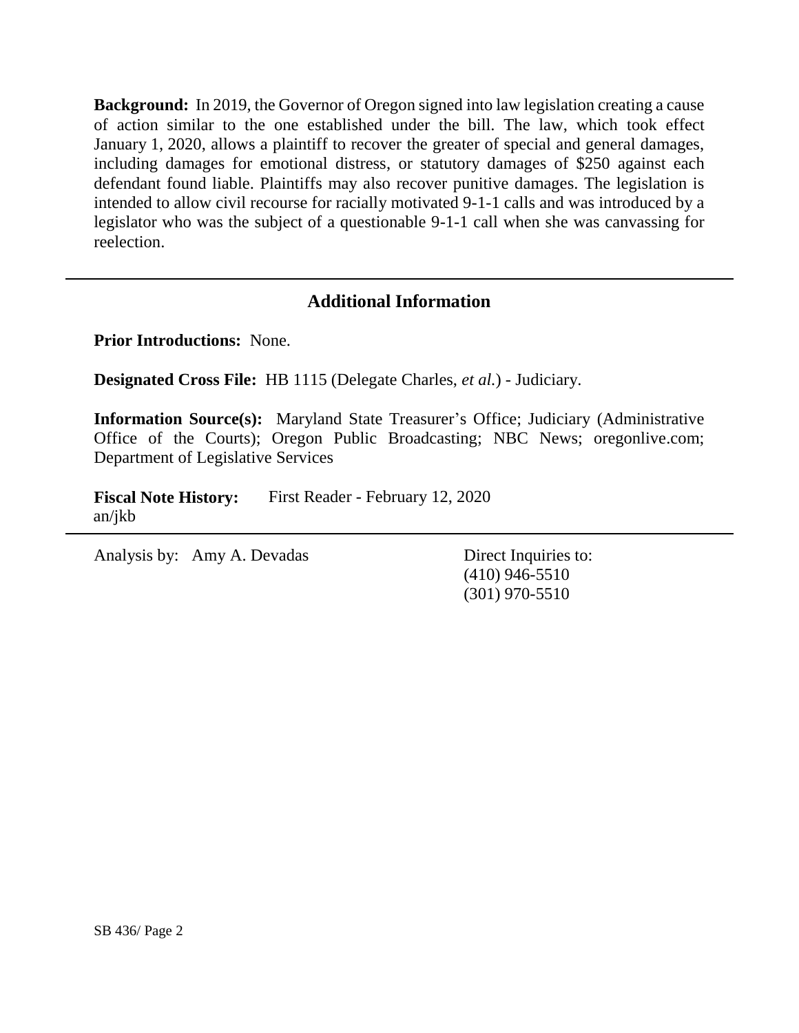**Background:** In 2019, the Governor of Oregon signed into law legislation creating a cause of action similar to the one established under the bill. The law, which took effect January 1, 2020, allows a plaintiff to recover the greater of special and general damages, including damages for emotional distress, or statutory damages of $250 against each defendant found liable. Plaintiffs may also recover punitive damages. The legislation is intended to allow civil recourse for racially motivated 9-1-1 calls and was introduced by a legislator who was the subject of a questionable 9-1-1 call when she was canvassing for reelection.

## Additional Information

**Prior Introductions:** None.

**Designated Cross File:** HB 1115 (Delegate Charles, *et al.*) - Judiciary.

**Information Source(s):** Maryland State Treasurer's Office; Judiciary (Administrative Office of the Courts); Oregon Public Broadcasting; NBC News; oregonlive.com; Department of Legislative Services

**Fiscal Note History:** First Reader - February 12, 2020
an/jkb

Analysis by: Amy A. Devadas

Direct Inquiries to:
(410) 946-5510
(301) 970-5510